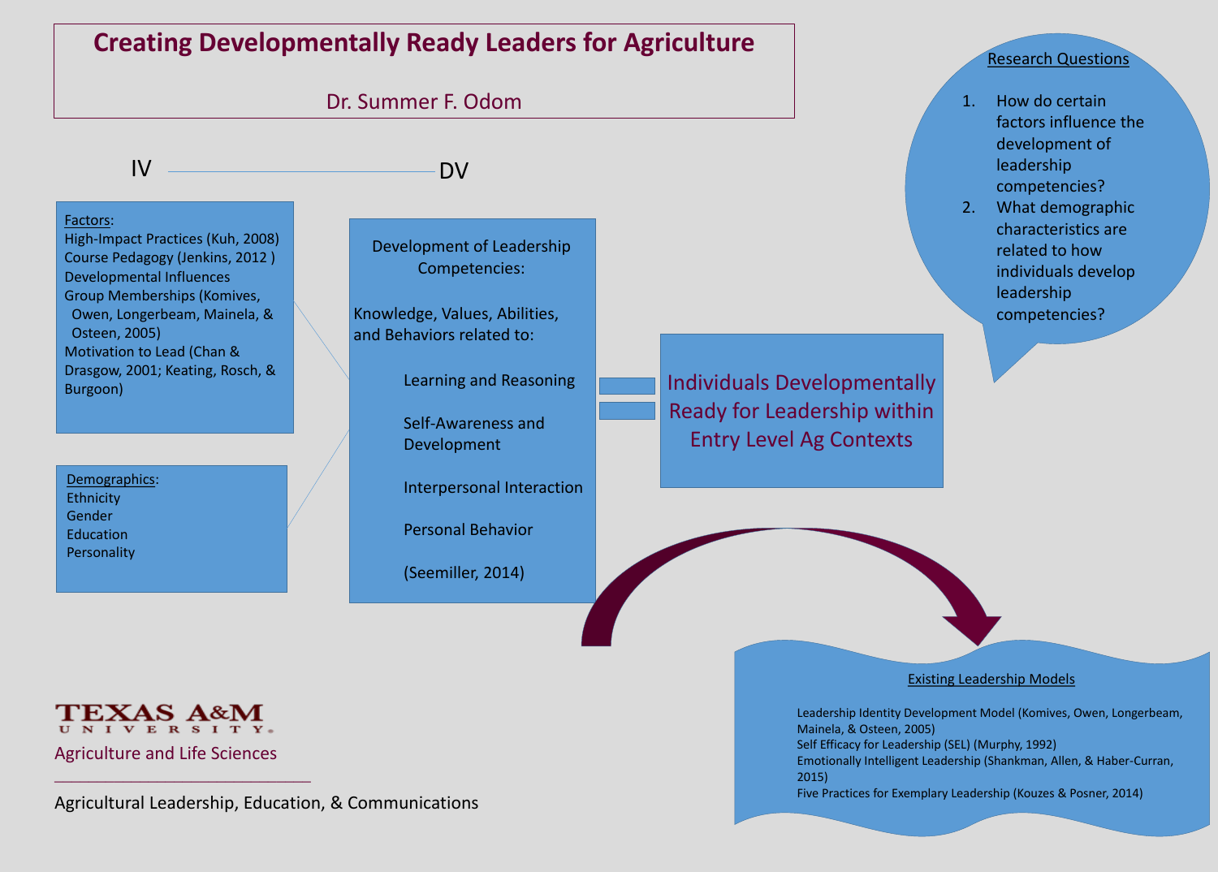# Creating Developmentally Ready Leaders for Agriculture

Dr. Summer F. Odom

IV — DV

**Factors:**
High-Impact Practices (Kuh, 2008)
Course Pedagogy (Jenkins, 2012 )
Developmental Influences
Group Memberships (Komives, Owen, Longerbeam, Mainela, & Osteen, 2005)
Motivation to Lead (Chan & Drasgow, 2001; Keating, Rosch, & Burgoon)

**Demographics:**
Ethnicity
Gender
Education
Personality

Development of Leadership Competencies:

Knowledge, Values, Abilities, and Behaviors related to:

- Learning and Reasoning
- Self-Awareness and Development
- Interpersonal Interaction
- Personal Behavior

(Seemiller, 2014)

= Individuals Developmentally Ready for Leadership within Entry Level Ag Contexts

**Research Questions**

1. How do certain factors influence the development of leadership competencies?
2. What demographic characteristics are related to how individuals develop leadership competencies?

**Existing Leadership Models**

Leadership Identity Development Model (Komives, Owen, Longerbeam, Mainela, & Osteen, 2005)
Self Efficacy for Leadership (SEL) (Murphy, 1992)
Emotionally Intelligent Leadership (Shankman, Allen, & Haber-Curran, 2015)
Five Practices for Exemplary Leadership (Kouzes & Posner, 2014)

TEXAS A&M UNIVERSITY
Agriculture and Life Sciences

Agricultural Leadership, Education, & Communications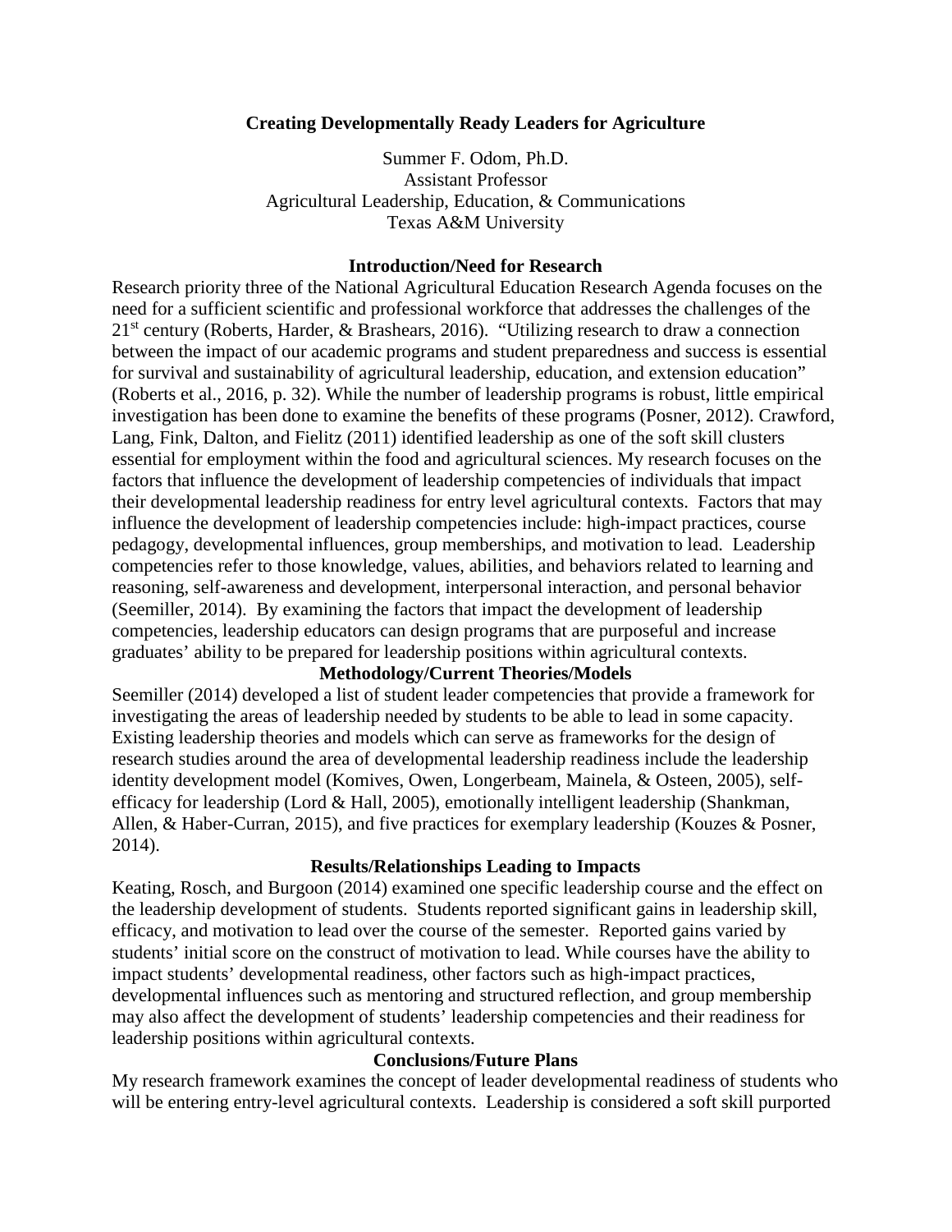# Creating Developmentally Ready Leaders for Agriculture

Summer F. Odom, Ph.D.
Assistant Professor
Agricultural Leadership, Education, & Communications
Texas A&M University

## Introduction/Need for Research

Research priority three of the National Agricultural Education Research Agenda focuses on the need for a sufficient scientific and professional workforce that addresses the challenges of the 21st century (Roberts, Harder, & Brashears, 2016). "Utilizing research to draw a connection between the impact of our academic programs and student preparedness and success is essential for survival and sustainability of agricultural leadership, education, and extension education" (Roberts et al., 2016, p. 32). While the number of leadership programs is robust, little empirical investigation has been done to examine the benefits of these programs (Posner, 2012). Crawford, Lang, Fink, Dalton, and Fielitz (2011) identified leadership as one of the soft skill clusters essential for employment within the food and agricultural sciences. My research focuses on the factors that influence the development of leadership competencies of individuals that impact their developmental leadership readiness for entry level agricultural contexts. Factors that may influence the development of leadership competencies include: high-impact practices, course pedagogy, developmental influences, group memberships, and motivation to lead. Leadership competencies refer to those knowledge, values, abilities, and behaviors related to learning and reasoning, self-awareness and development, interpersonal interaction, and personal behavior (Seemiller, 2014). By examining the factors that impact the development of leadership competencies, leadership educators can design programs that are purposeful and increase graduates' ability to be prepared for leadership positions within agricultural contexts.

## Methodology/Current Theories/Models

Seemiller (2014) developed a list of student leader competencies that provide a framework for investigating the areas of leadership needed by students to be able to lead in some capacity. Existing leadership theories and models which can serve as frameworks for the design of research studies around the area of developmental leadership readiness include the leadership identity development model (Komives, Owen, Longerbeam, Mainela, & Osteen, 2005), self-efficacy for leadership (Lord & Hall, 2005), emotionally intelligent leadership (Shankman, Allen, & Haber-Curran, 2015), and five practices for exemplary leadership (Kouzes & Posner, 2014).

## Results/Relationships Leading to Impacts

Keating, Rosch, and Burgoon (2014) examined one specific leadership course and the effect on the leadership development of students. Students reported significant gains in leadership skill, efficacy, and motivation to lead over the course of the semester. Reported gains varied by students' initial score on the construct of motivation to lead. While courses have the ability to impact students' developmental readiness, other factors such as high-impact practices, developmental influences such as mentoring and structured reflection, and group membership may also affect the development of students' leadership competencies and their readiness for leadership positions within agricultural contexts.

## Conclusions/Future Plans

My research framework examines the concept of leader developmental readiness of students who will be entering entry-level agricultural contexts. Leadership is considered a soft skill purported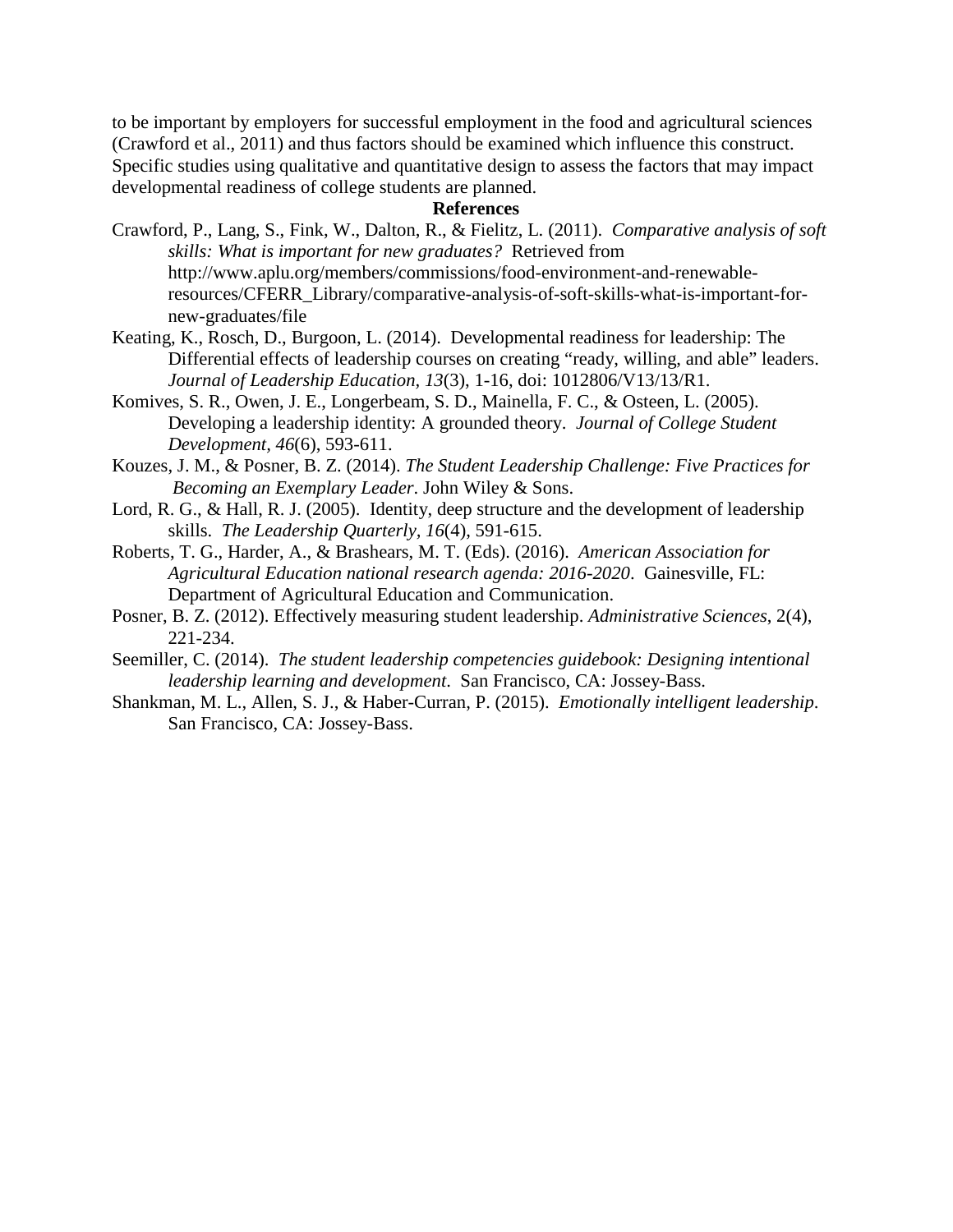to be important by employers for successful employment in the food and agricultural sciences (Crawford et al., 2011) and thus factors should be examined which influence this construct. Specific studies using qualitative and quantitative design to assess the factors that may impact developmental readiness of college students are planned.

## References

Crawford, P., Lang, S., Fink, W., Dalton, R., & Fielitz, L. (2011). *Comparative analysis of soft skills: What is important for new graduates?* Retrieved from http://www.aplu.org/members/commissions/food-environment-and-renewable-resources/CFERR_Library/comparative-analysis-of-soft-skills-what-is-important-for-new-graduates/file

Keating, K., Rosch, D., Burgoon, L. (2014). Developmental readiness for leadership: The Differential effects of leadership courses on creating "ready, willing, and able" leaders. *Journal of Leadership Education, 13*(3), 1-16, doi: 1012806/V13/13/R1.

Komives, S. R., Owen, J. E., Longerbeam, S. D., Mainella, F. C., & Osteen, L. (2005). Developing a leadership identity: A grounded theory. *Journal of College Student Development, 46*(6), 593-611.

Kouzes, J. M., & Posner, B. Z. (2014). *The Student Leadership Challenge: Five Practices for Becoming an Exemplary Leader*. John Wiley & Sons.

Lord, R. G., & Hall, R. J. (2005). Identity, deep structure and the development of leadership skills. *The Leadership Quarterly, 16*(4), 591-615.

Roberts, T. G., Harder, A., & Brashears, M. T. (Eds). (2016). *American Association for Agricultural Education national research agenda: 2016-2020*. Gainesville, FL: Department of Agricultural Education and Communication.

Posner, B. Z. (2012). Effectively measuring student leadership. *Administrative Sciences*, 2(4), 221-234.

Seemiller, C. (2014). *The student leadership competencies guidebook: Designing intentional leadership learning and development*. San Francisco, CA: Jossey-Bass.

Shankman, M. L., Allen, S. J., & Haber-Curran, P. (2015). *Emotionally intelligent leadership*. San Francisco, CA: Jossey-Bass.